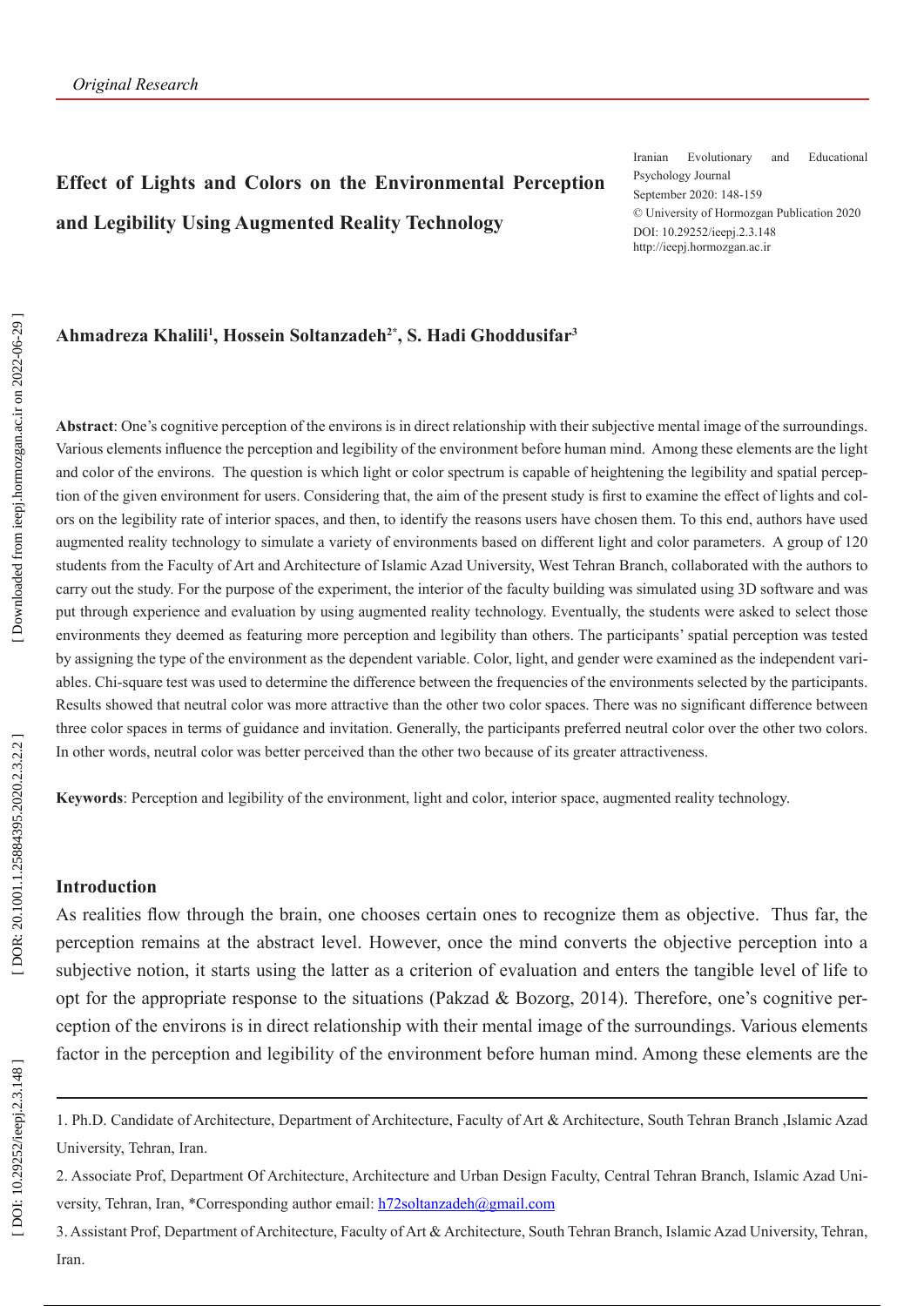*Original Research*

# Effect of Lights and Colors on the Environmental Perception and Legibility Using Augmented Reality Technology

Iranian Evolutionary and Educational Psychology Journal
September 2020: 148-159
© University of Hormozgan Publication 2020
DOI: 10.29252/ieepj.2.3.148
http://ieepj.hormozgan.ac.ir

**Ahmadreza Khalili[1], Hossein Soltanzadeh[2*], S. Hadi Ghoddusifar[3]**

**Abstract**: One's cognitive perception of the environs is in direct relationship with their subjective mental image of the surroundings. Various elements influence the perception and legibility of the environment before human mind. Among these elements are the light and color of the environs. The question is which light or color spectrum is capable of heightening the legibility and spatial perception of the given environment for users. Considering that, the aim of the present study is first to examine the effect of lights and colors on the legibility rate of interior spaces, and then, to identify the reasons users have chosen them. To this end, authors have used augmented reality technology to simulate a variety of environments based on different light and color parameters. A group of 120 students from the Faculty of Art and Architecture of Islamic Azad University, West Tehran Branch, collaborated with the authors to carry out the study. For the purpose of the experiment, the interior of the faculty building was simulated using 3D software and was put through experience and evaluation by using augmented reality technology. Eventually, the students were asked to select those environments they deemed as featuring more perception and legibility than others. The participants' spatial perception was tested by assigning the type of the environment as the dependent variable. Color, light, and gender were examined as the independent variables. Chi-square test was used to determine the difference between the frequencies of the environments selected by the participants. Results showed that neutral color was more attractive than the other two color spaces. There was no significant difference between three color spaces in terms of guidance and invitation. Generally, the participants preferred neutral color over the other two colors. In other words, neutral color was better perceived than the other two because of its greater attractiveness.

**Keywords**: Perception and legibility of the environment, light and color, interior space, augmented reality technology.

## Introduction

As realities flow through the brain, one chooses certain ones to recognize them as objective. Thus far, the perception remains at the abstract level. However, once the mind converts the objective perception into a subjective notion, it starts using the latter as a criterion of evaluation and enters the tangible level of life to opt for the appropriate response to the situations (Pakzad & Bozorg, 2014). Therefore, one's cognitive perception of the environs is in direct relationship with their mental image of the surroundings. Various elements factor in the perception and legibility of the environment before human mind. Among these elements are the

---

1. Ph.D. Candidate of Architecture, Department of Architecture, Faculty of Art & Architecture, South Tehran Branch ,Islamic Azad University, Tehran, Iran.

2. Associate Prof, Department Of Architecture, Architecture and Urban Design Faculty, Central Tehran Branch, Islamic Azad University, Tehran, Iran, *Corresponding author email: h72soltanzadeh@gmail.com

3. Assistant Prof, Department of Architecture, Faculty of Art & Architecture, South Tehran Branch, Islamic Azad University, Tehran, Iran.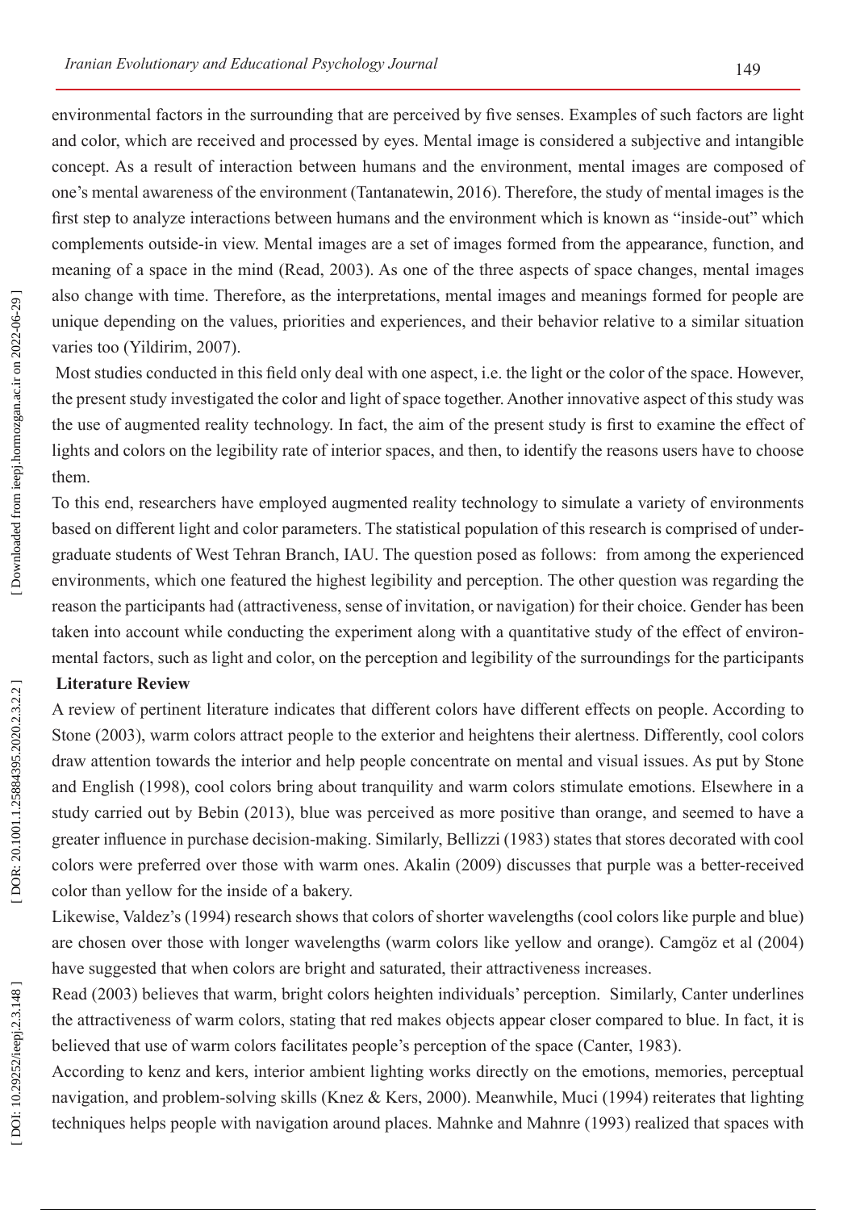environmental factors in the surrounding that are perceived by five senses. Examples of such factors are light and color, which are received and processed by eyes. Mental image is considered a subjective and intangible concept. As a result of interaction between humans and the environment, mental images are composed of one's mental awareness of the environment (Tantanatewin, 2016). Therefore, the study of mental images is the first step to analyze interactions between humans and the environment which is known as "inside-out" which complements outside-in view. Mental images are a set of images formed from the appearance, function, and meaning of a space in the mind (Read, 2003). As one of the three aspects of space changes, mental images also change with time. Therefore, as the interpretations, mental images and meanings formed for people are unique depending on the values, priorities and experiences, and their behavior relative to a similar situation varies too (Yildirim, 2007).

Most studies conducted in this field only deal with one aspect, i.e. the light or the color of the space. However, the present study investigated the color and light of space together. Another innovative aspect of this study was the use of augmented reality technology. In fact, the aim of the present study is first to examine the effect of lights and colors on the legibility rate of interior spaces, and then, to identify the reasons users have to choose them.

To this end, researchers have employed augmented reality technology to simulate a variety of environments based on different light and color parameters. The statistical population of this research is comprised of undergraduate students of West Tehran Branch, IAU. The question posed as follows: from among the experienced environments, which one featured the highest legibility and perception. The other question was regarding the reason the participants had (attractiveness, sense of invitation, or navigation) for their choice. Gender has been taken into account while conducting the experiment along with a quantitative study of the effect of environmental factors, such as light and color, on the perception and legibility of the surroundings for the participants

## Literature Review

A review of pertinent literature indicates that different colors have different effects on people. According to Stone (2003), warm colors attract people to the exterior and heightens their alertness. Differently, cool colors draw attention towards the interior and help people concentrate on mental and visual issues. As put by Stone and English (1998), cool colors bring about tranquility and warm colors stimulate emotions. Elsewhere in a study carried out by Bebin (2013), blue was perceived as more positive than orange, and seemed to have a greater influence in purchase decision-making. Similarly, Bellizzi (1983) states that stores decorated with cool colors were preferred over those with warm ones. Akalin (2009) discusses that purple was a better-received color than yellow for the inside of a bakery.

Likewise, Valdez's (1994) research shows that colors of shorter wavelengths (cool colors like purple and blue) are chosen over those with longer wavelengths (warm colors like yellow and orange). Camgöz et al (2004) have suggested that when colors are bright and saturated, their attractiveness increases.

Read (2003) believes that warm, bright colors heighten individuals' perception. Similarly, Canter underlines the attractiveness of warm colors, stating that red makes objects appear closer compared to blue. In fact, it is believed that use of warm colors facilitates people's perception of the space (Canter, 1983).

According to kenz and kers, interior ambient lighting works directly on the emotions, memories, perceptual navigation, and problem-solving skills (Knez & Kers, 2000). Meanwhile, Muci (1994) reiterates that lighting techniques helps people with navigation around places. Mahnke and Mahnre (1993) realized that spaces with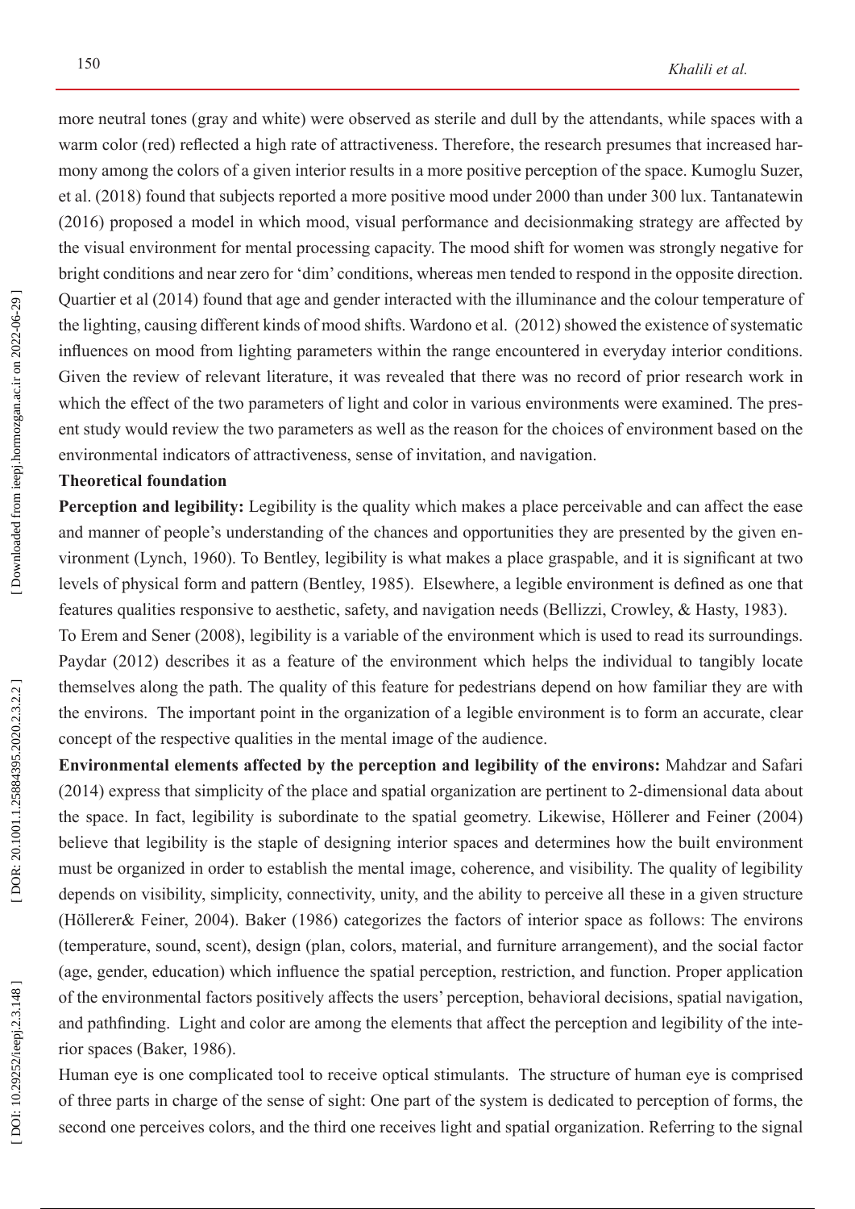more neutral tones (gray and white) were observed as sterile and dull by the attendants, while spaces with a warm color (red) reflected a high rate of attractiveness. Therefore, the research presumes that increased harmony among the colors of a given interior results in a more positive perception of the space. Kumoglu Suzer, et al. (2018) found that subjects reported a more positive mood under 2000 than under 300 lux. Tantanatewin (2016) proposed a model in which mood, visual performance and decisionmaking strategy are affected by the visual environment for mental processing capacity. The mood shift for women was strongly negative for bright conditions and near zero for 'dim' conditions, whereas men tended to respond in the opposite direction. Quartier et al (2014) found that age and gender interacted with the illuminance and the colour temperature of the lighting, causing different kinds of mood shifts. Wardono et al. (2012) showed the existence of systematic influences on mood from lighting parameters within the range encountered in everyday interior conditions. Given the review of relevant literature, it was revealed that there was no record of prior research work in which the effect of the two parameters of light and color in various environments were examined. The present study would review the two parameters as well as the reason for the choices of environment based on the environmental indicators of attractiveness, sense of invitation, and navigation.

**Theoretical foundation**

**Perception and legibility:** Legibility is the quality which makes a place perceivable and can affect the ease and manner of people's understanding of the chances and opportunities they are presented by the given environment (Lynch, 1960). To Bentley, legibility is what makes a place graspable, and it is significant at two levels of physical form and pattern (Bentley, 1985). Elsewhere, a legible environment is defined as one that features qualities responsive to aesthetic, safety, and navigation needs (Bellizzi, Crowley, & Hasty, 1983).

To Erem and Sener (2008), legibility is a variable of the environment which is used to read its surroundings. Paydar (2012) describes it as a feature of the environment which helps the individual to tangibly locate themselves along the path. The quality of this feature for pedestrians depend on how familiar they are with the environs. The important point in the organization of a legible environment is to form an accurate, clear concept of the respective qualities in the mental image of the audience.

**Environmental elements affected by the perception and legibility of the environs:** Mahdzar and Safari (2014) express that simplicity of the place and spatial organization are pertinent to 2-dimensional data about the space. In fact, legibility is subordinate to the spatial geometry. Likewise, Höllerer and Feiner (2004) believe that legibility is the staple of designing interior spaces and determines how the built environment must be organized in order to establish the mental image, coherence, and visibility. The quality of legibility depends on visibility, simplicity, connectivity, unity, and the ability to perceive all these in a given structure (Höllerer& Feiner, 2004). Baker (1986) categorizes the factors of interior space as follows: The environs (temperature, sound, scent), design (plan, colors, material, and furniture arrangement), and the social factor (age, gender, education) which influence the spatial perception, restriction, and function. Proper application of the environmental factors positively affects the users' perception, behavioral decisions, spatial navigation, and pathfinding. Light and color are among the elements that affect the perception and legibility of the interior spaces (Baker, 1986).

Human eye is one complicated tool to receive optical stimulants. The structure of human eye is comprised of three parts in charge of the sense of sight: One part of the system is dedicated to perception of forms, the second one perceives colors, and the third one receives light and spatial organization. Referring to the signal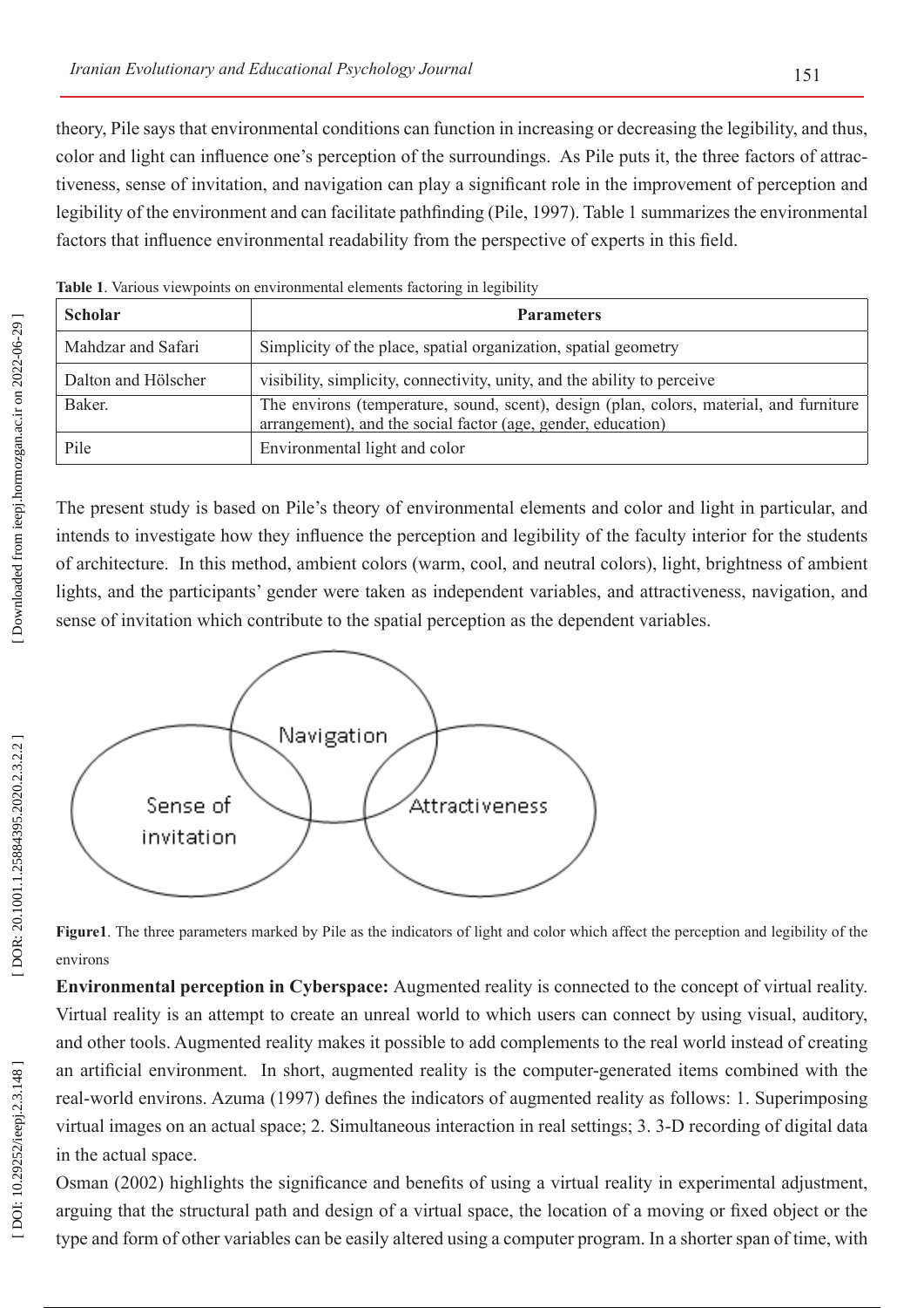theory, Pile says that environmental conditions can function in increasing or decreasing the legibility, and thus, color and light can influence one's perception of the surroundings. As Pile puts it, the three factors of attractiveness, sense of invitation, and navigation can play a significant role in the improvement of perception and legibility of the environment and can facilitate pathfinding (Pile, 1997). Table 1 summarizes the environmental factors that influence environmental readability from the perspective of experts in this field.

**Table 1**. Various viewpoints on environmental elements factoring in legibility

| Scholar | Parameters |
| --- | --- |
| Mahdzar and Safari | Simplicity of the place, spatial organization, spatial geometry |
| Dalton and Hölscher | visibility, simplicity, connectivity, unity, and the ability to perceive |
| Baker. | The environs (temperature, sound, scent), design (plan, colors, material, and furniture arrangement), and the social factor (age, gender, education) |
| Pile | Environmental light and color |

The present study is based on Pile's theory of environmental elements and color and light in particular, and intends to investigate how they influence the perception and legibility of the faculty interior for the students of architecture. In this method, ambient colors (warm, cool, and neutral colors), light, brightness of ambient lights, and the participants' gender were taken as independent variables, and attractiveness, navigation, and sense of invitation which contribute to the spatial perception as the dependent variables.

Navigation

Sense of invitation

Attractiveness

**Figure1**. The three parameters marked by Pile as the indicators of light and color which affect the perception and legibility of the environs

**Environmental perception in Cyberspace:** Augmented reality is connected to the concept of virtual reality. Virtual reality is an attempt to create an unreal world to which users can connect by using visual, auditory, and other tools. Augmented reality makes it possible to add complements to the real world instead of creating an artificial environment. In short, augmented reality is the computer-generated items combined with the real-world environs. Azuma (1997) defines the indicators of augmented reality as follows: 1. Superimposing virtual images on an actual space; 2. Simultaneous interaction in real settings; 3. 3-D recording of digital data in the actual space.

Osman (2002) highlights the significance and benefits of using a virtual reality in experimental adjustment, arguing that the structural path and design of a virtual space, the location of a moving or fixed object or the type and form of other variables can be easily altered using a computer program. In a shorter span of time, with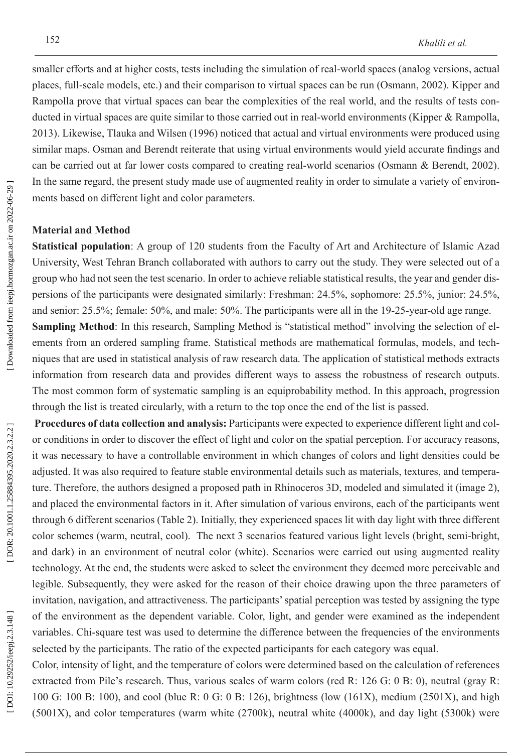smaller efforts and at higher costs, tests including the simulation of real-world spaces (analog versions, actual places, full-scale models, etc.) and their comparison to virtual spaces can be run (Osmann, 2002). Kipper and Rampolla prove that virtual spaces can bear the complexities of the real world, and the results of tests conducted in virtual spaces are quite similar to those carried out in real-world environments (Kipper & Rampolla, 2013). Likewise, Tlauka and Wilsen (1996) noticed that actual and virtual environments were produced using similar maps. Osman and Berendt reiterate that using virtual environments would yield accurate findings and can be carried out at far lower costs compared to creating real-world scenarios (Osmann & Berendt, 2002). In the same regard, the present study made use of augmented reality in order to simulate a variety of environments based on different light and color parameters.

## Material and Method

**Statistical population**: A group of 120 students from the Faculty of Art and Architecture of Islamic Azad University, West Tehran Branch collaborated with authors to carry out the study. They were selected out of a group who had not seen the test scenario. In order to achieve reliable statistical results, the year and gender dispersions of the participants were designated similarly: Freshman: 24.5%, sophomore: 25.5%, junior: 24.5%, and senior: 25.5%; female: 50%, and male: 50%. The participants were all in the 19-25-year-old age range.

**Sampling Method**: In this research, Sampling Method is "statistical method" involving the selection of elements from an ordered sampling frame. Statistical methods are mathematical formulas, models, and techniques that are used in statistical analysis of raw research data. The application of statistical methods extracts information from research data and provides different ways to assess the robustness of research outputs. The most common form of systematic sampling is an equiprobability method. In this approach, progression through the list is treated circularly, with a return to the top once the end of the list is passed.

**Procedures of data collection and analysis:** Participants were expected to experience different light and color conditions in order to discover the effect of light and color on the spatial perception. For accuracy reasons, it was necessary to have a controllable environment in which changes of colors and light densities could be adjusted. It was also required to feature stable environmental details such as materials, textures, and temperature. Therefore, the authors designed a proposed path in Rhinoceros 3D, modeled and simulated it (image 2), and placed the environmental factors in it. After simulation of various environs, each of the participants went through 6 different scenarios (Table 2). Initially, they experienced spaces lit with day light with three different color schemes (warm, neutral, cool). The next 3 scenarios featured various light levels (bright, semi-bright, and dark) in an environment of neutral color (white). Scenarios were carried out using augmented reality technology. At the end, the students were asked to select the environment they deemed more perceivable and legible. Subsequently, they were asked for the reason of their choice drawing upon the three parameters of invitation, navigation, and attractiveness. The participants' spatial perception was tested by assigning the type of the environment as the dependent variable. Color, light, and gender were examined as the independent variables. Chi-square test was used to determine the difference between the frequencies of the environments selected by the participants. The ratio of the expected participants for each category was equal.

Color, intensity of light, and the temperature of colors were determined based on the calculation of references extracted from Pile's research. Thus, various scales of warm colors (red R: 126 G: 0 B: 0), neutral (gray R: 100 G: 100 B: 100), and cool (blue R: 0 G: 0 B: 126), brightness (low (161X), medium (2501X), and high (5001X), and color temperatures (warm white (2700k), neutral white (4000k), and day light (5300k) were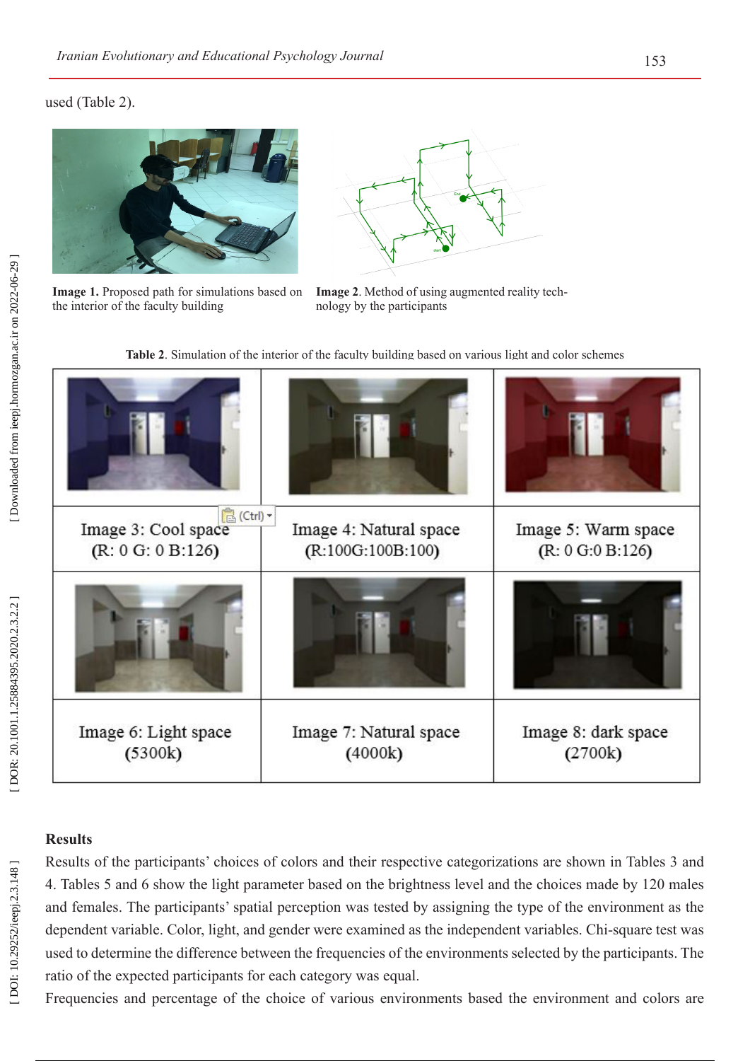used (Table 2).

**Image 1.** Proposed path for simulations based on the interior of the faculty building

**Image 2**. Method of using augmented reality technology by the participants

**Table 2**. Simulation of the interior of the faculty building based on various light and color schemes

| | | |
|---|---|---|
| Image 3: Cool space (R: 0 G: 0 B:126) | Image 4: Natural space (R:100G:100B:100) | Image 5: Warm space (R: 0 G:0 B:126) |
| Image 6: Light space (5300k) | Image 7: Natural space (4000k) | Image 8: dark space (2700k) |

**Results**

Results of the participants' choices of colors and their respective categorizations are shown in Tables 3 and 4. Tables 5 and 6 show the light parameter based on the brightness level and the choices made by 120 males and females. The participants' spatial perception was tested by assigning the type of the environment as the dependent variable. Color, light, and gender were examined as the independent variables. Chi-square test was used to determine the difference between the frequencies of the environments selected by the participants. The ratio of the expected participants for each category was equal.

Frequencies and percentage of the choice of various environments based the environment and colors are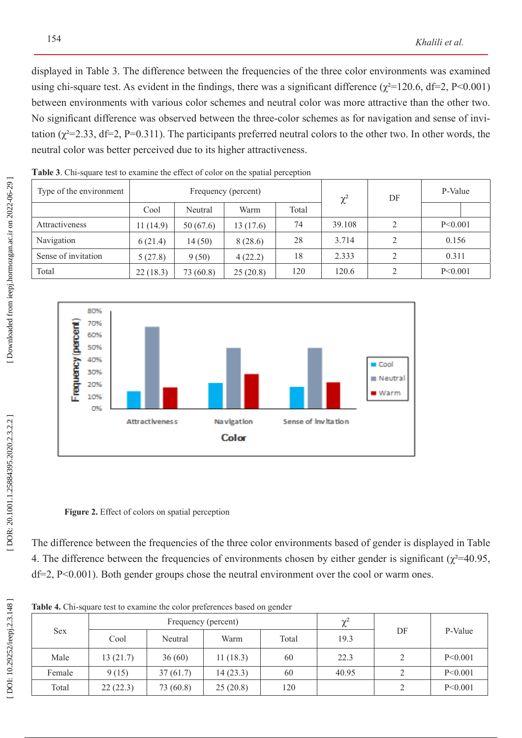displayed in Table 3. The difference between the frequencies of the three color environments was examined using chi-square test. As evident in the findings, there was a significant difference ($\chi^2$=120.6, df=2, P<0.001) between environments with various color schemes and neutral color was more attractive than the other two. No significant difference was observed between the three-color schemes as for navigation and sense of invitation ($\chi^2$=2.33, df=2, P=0.311). The participants preferred neutral colors to the other two. In other words, the neutral color was better perceived due to its higher attractiveness.

**Table 3**. Chi-square test to examine the effect of color on the spatial perception

| Type of the environment | Frequency (percent) | | | | $\chi^2$ | DF | P-Value |
|---|---|---|---|---|---|---|---|
| | Cool | Neutral | Warm | Total | | | |
| Attractiveness | 11 (14.9) | 50 (67.6) | 13 (17.6) | 74 | 39.108 | 2 | P<0.001 |
| Navigation | 6 (21.4) | 14 (50) | 8 (28.6) | 28 | 3.714 | 2 | 0.156 |
| Sense of invitation | 5 (27.8) | 9 (50) | 4 (22.2) | 18 | 2.333 | 2 | 0.311 |
| Total | 22 (18.3) | 73 (60.8) | 25 (20.8) | 120 | 120.6 | 2 | P<0.001 |

80%
70%
60%
50%
40%
30%
20%
10%
0%
Frequency (percent)
Attractiveness
Navigation
Sense of invitation
Color
Cool
Neutral
Warm

**Figure 2.** Effect of colors on spatial perception

The difference between the frequencies of the three color environments based of gender is displayed in Table 4. The difference between the frequencies of environments chosen by either gender is significant ($\chi^2$=40.95, df=2, P<0.001). Both gender groups chose the neutral environment over the cool or warm ones.

**Table 4.** Chi-square test to examine the color preferences based on gender

| Sex | Frequency (percent) | | | | $\chi^2$ | DF | P-Value |
|---|---|---|---|---|---|---|---|
| | Cool | Neutral | Warm | Total | 19.3 | | |
| Male | 13 (21.7) | 36 (60) | 11 (18.3) | 60 | 22.3 | 2 | P<0.001 |
| Female | 9 (15) | 37 (61.7) | 14 (23.3) | 60 | 40.95 | 2 | P<0.001 |
| Total | 22 (22.3) | 73 (60.8) | 25 (20.8) | 120 | | 2 | P<0.001 |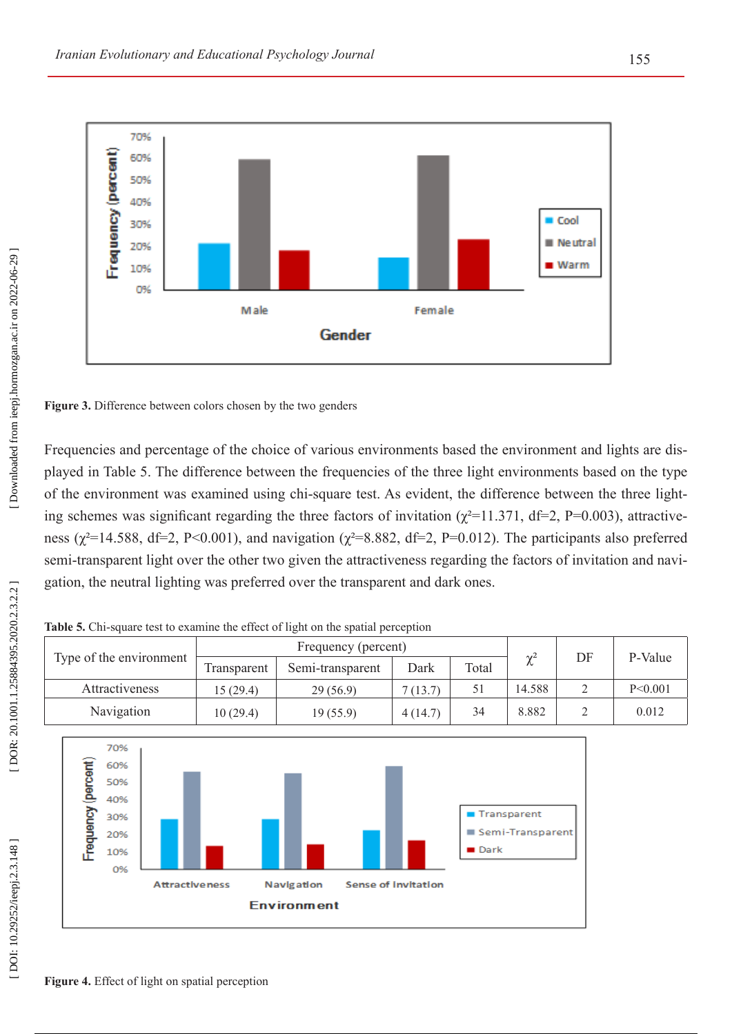Figure 3. Difference between colors chosen by the two genders

Frequencies and percentage of the choice of various environments based the environment and lights are displayed in Table 5. The difference between the frequencies of the three light environments based on the type of the environment was examined using chi-square test. As evident, the difference between the three lighting schemes was significant regarding the three factors of invitation ($\chi^2$=11.371, df=2, P=0.003), attractiveness ($\chi^2$=14.588, df=2, P<0.001), and navigation ($\chi^2$=8.882, df=2, P=0.012). The participants also preferred semi-transparent light over the other two given the attractiveness regarding the factors of invitation and navigation, the neutral lighting was preferred over the transparent and dark ones.

**Table 5.** Chi-square test to examine the effect of light on the spatial perception

| Type of the environment | Frequency (percent) | | | | $\chi^2$ | DF | P-Value |
|---|---|---|---|---|---|---|---|
| | Transparent | Semi-transparent | Dark | Total | | | |
| Attractiveness | 15 (29.4) | 29 (56.9) | 7 (13.7) | 51 | 14.588 | 2 | P<0.001 |
| Navigation | 10 (29.4) | 19 (55.9) | 4 (14.7) | 34 | 8.882 | 2 | 0.012 |

**Figure 4.** Effect of light on spatial perception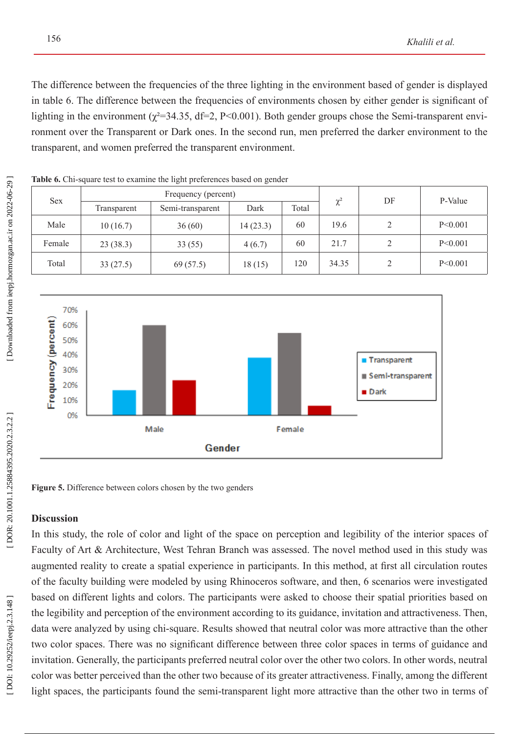The difference between the frequencies of the three lighting in the environment based of gender is displayed in table 6. The difference between the frequencies of environments chosen by either gender is significant of lighting in the environment ($\chi^2$=34.35, df=2, P<0.001). Both gender groups chose the Semi-transparent environment over the Transparent or Dark ones. In the second run, men preferred the darker environment to the transparent, and women preferred the transparent environment.

**Table 6.** Chi-square test to examine the light preferences based on gender

| Sex | Frequency (percent) | | | | $\chi^2$ | DF | P-Value |
|---|---|---|---|---|---|---|---|
| | Transparent | Semi-transparent | Dark | Total | | | |
| Male | 10 (16.7) | 36 (60) | 14 (23.3) | 60 | 19.6 | 2 | P<0.001 |
| Female | 23 (38.3) | 33 (55) | 4 (6.7) | 60 | 21.7 | 2 | P<0.001 |
| Total | 33 (27.5) | 69 (57.5) | 18 (15) | 120 | 34.35 | 2 | P<0.001 |

70%
60%
50%
40%
30%
20%
10%
0%
Frequency (percent)
Male
Female
Gender
Transparent
Semi-transparent
Dark

**Figure 5.** Difference between colors chosen by the two genders

## Discussion

In this study, the role of color and light of the space on perception and legibility of the interior spaces of Faculty of Art & Architecture, West Tehran Branch was assessed. The novel method used in this study was augmented reality to create a spatial experience in participants. In this method, at first all circulation routes of the faculty building were modeled by using Rhinoceros software, and then, 6 scenarios were investigated based on different lights and colors. The participants were asked to choose their spatial priorities based on the legibility and perception of the environment according to its guidance, invitation and attractiveness. Then, data were analyzed by using chi-square. Results showed that neutral color was more attractive than the other two color spaces. There was no significant difference between three color spaces in terms of guidance and invitation. Generally, the participants preferred neutral color over the other two colors. In other words, neutral color was better perceived than the other two because of its greater attractiveness. Finally, among the different light spaces, the participants found the semi-transparent light more attractive than the other two in terms of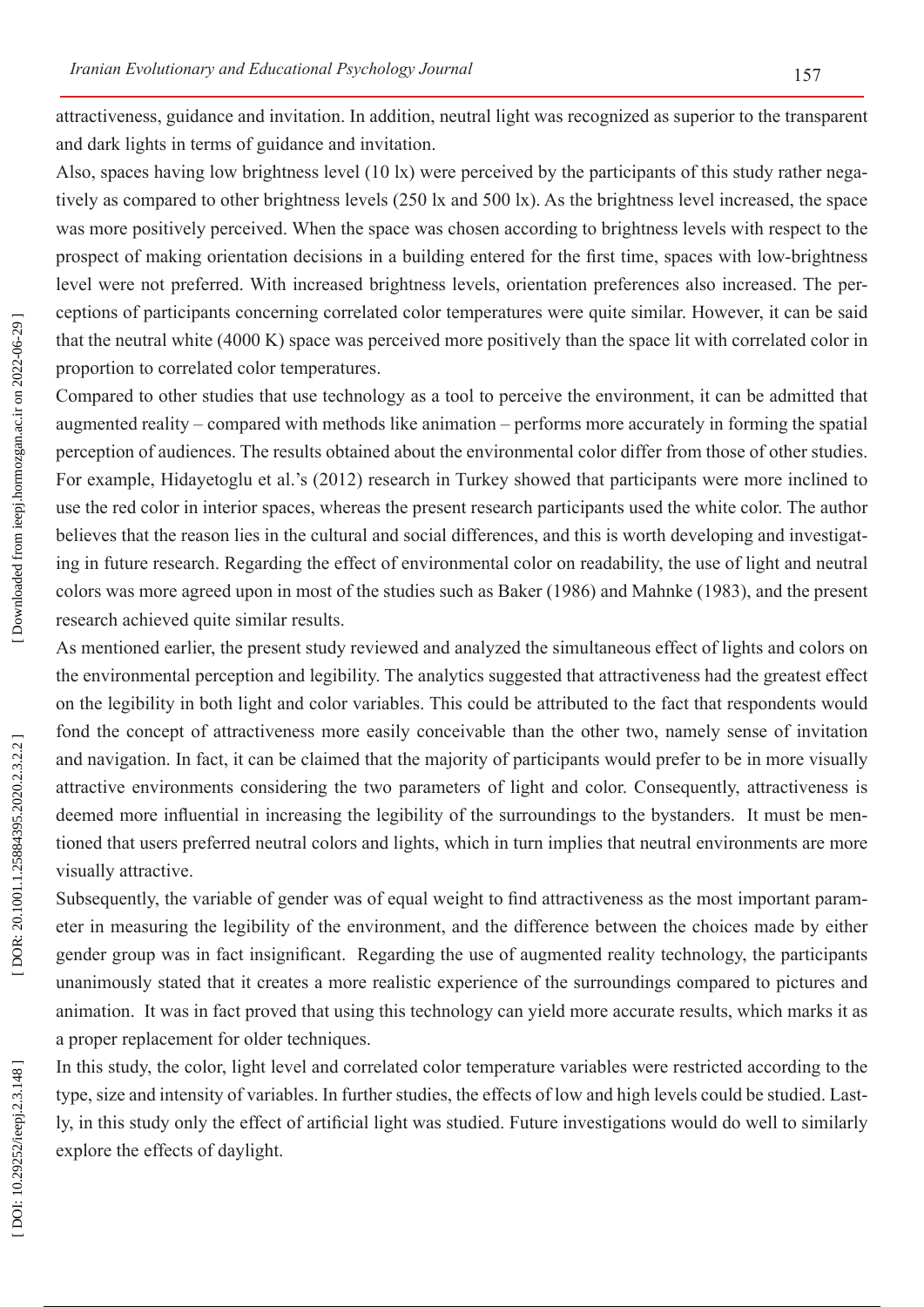attractiveness, guidance and invitation. In addition, neutral light was recognized as superior to the transparent and dark lights in terms of guidance and invitation.

Also, spaces having low brightness level (10 lx) were perceived by the participants of this study rather negatively as compared to other brightness levels (250 lx and 500 lx). As the brightness level increased, the space was more positively perceived. When the space was chosen according to brightness levels with respect to the prospect of making orientation decisions in a building entered for the first time, spaces with low-brightness level were not preferred. With increased brightness levels, orientation preferences also increased. The perceptions of participants concerning correlated color temperatures were quite similar. However, it can be said that the neutral white (4000 K) space was perceived more positively than the space lit with correlated color in proportion to correlated color temperatures.

Compared to other studies that use technology as a tool to perceive the environment, it can be admitted that augmented reality – compared with methods like animation – performs more accurately in forming the spatial perception of audiences. The results obtained about the environmental color differ from those of other studies. For example, Hidayetoglu et al.'s (2012) research in Turkey showed that participants were more inclined to use the red color in interior spaces, whereas the present research participants used the white color. The author believes that the reason lies in the cultural and social differences, and this is worth developing and investigating in future research. Regarding the effect of environmental color on readability, the use of light and neutral colors was more agreed upon in most of the studies such as Baker (1986) and Mahnke (1983), and the present research achieved quite similar results.

As mentioned earlier, the present study reviewed and analyzed the simultaneous effect of lights and colors on the environmental perception and legibility. The analytics suggested that attractiveness had the greatest effect on the legibility in both light and color variables. This could be attributed to the fact that respondents would fond the concept of attractiveness more easily conceivable than the other two, namely sense of invitation and navigation. In fact, it can be claimed that the majority of participants would prefer to be in more visually attractive environments considering the two parameters of light and color. Consequently, attractiveness is deemed more influential in increasing the legibility of the surroundings to the bystanders. It must be mentioned that users preferred neutral colors and lights, which in turn implies that neutral environments are more visually attractive.

Subsequently, the variable of gender was of equal weight to find attractiveness as the most important parameter in measuring the legibility of the environment, and the difference between the choices made by either gender group was in fact insignificant. Regarding the use of augmented reality technology, the participants unanimously stated that it creates a more realistic experience of the surroundings compared to pictures and animation. It was in fact proved that using this technology can yield more accurate results, which marks it as a proper replacement for older techniques.

In this study, the color, light level and correlated color temperature variables were restricted according to the type, size and intensity of variables. In further studies, the effects of low and high levels could be studied. Lastly, in this study only the effect of artificial light was studied. Future investigations would do well to similarly explore the effects of daylight.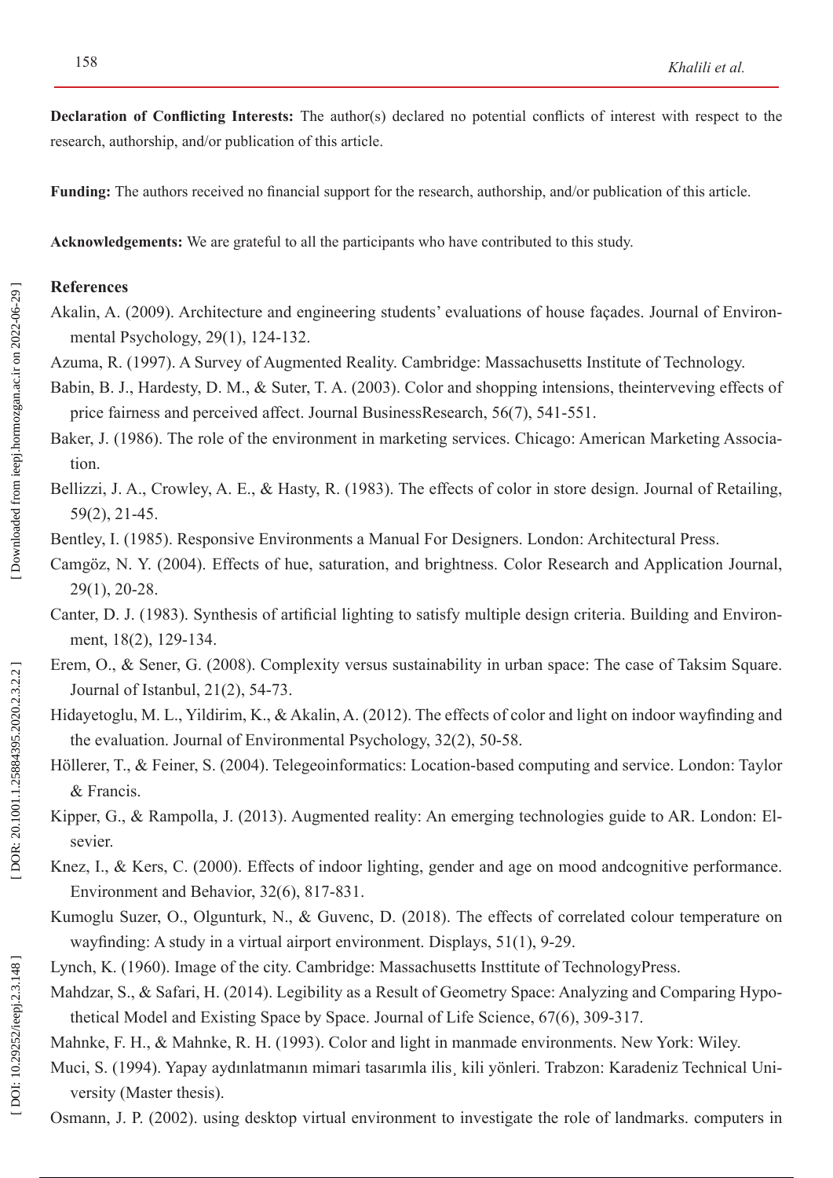**Declaration of Conflicting Interests:** The author(s) declared no potential conflicts of interest with respect to the research, authorship, and/or publication of this article.

**Funding:** The authors received no financial support for the research, authorship, and/or publication of this article.

**Acknowledgements:** We are grateful to all the participants who have contributed to this study.

## References

Akalin, A. (2009). Architecture and engineering students' evaluations of house façades. Journal of Environmental Psychology, 29(1), 124-132.

Azuma, R. (1997). A Survey of Augmented Reality. Cambridge: Massachusetts Institute of Technology.

Babin, B. J., Hardesty, D. M., & Suter, T. A. (2003). Color and shopping intensions, theinterveving effects of price fairness and perceived affect. Journal BusinessResearch, 56(7), 541-551.

Baker, J. (1986). The role of the environment in marketing services. Chicago: American Marketing Association.

Bellizzi, J. A., Crowley, A. E., & Hasty, R. (1983). The effects of color in store design. Journal of Retailing, 59(2), 21-45.

Bentley, I. (1985). Responsive Environments a Manual For Designers. London: Architectural Press.

Camgöz, N. Y. (2004). Effects of hue, saturation, and brightness. Color Research and Application Journal, 29(1), 20-28.

Canter, D. J. (1983). Synthesis of artificial lighting to satisfy multiple design criteria. Building and Environment, 18(2), 129-134.

Erem, O., & Sener, G. (2008). Complexity versus sustainability in urban space: The case of Taksim Square. Journal of Istanbul, 21(2), 54-73.

Hidayetoglu, M. L., Yildirim, K., & Akalin, A. (2012). The effects of color and light on indoor wayfinding and the evaluation. Journal of Environmental Psychology, 32(2), 50-58.

Höllerer, T., & Feiner, S. (2004). Telegeoinformatics: Location-based computing and service. London: Taylor & Francis.

Kipper, G., & Rampolla, J. (2013). Augmented reality: An emerging technologies guide to AR. London: Elsevier.

Knez, I., & Kers, C. (2000). Effects of indoor lighting, gender and age on mood andcognitive performance. Environment and Behavior, 32(6), 817-831.

Kumoglu Suzer, O., Olgunturk, N., & Guvenc, D. (2018). The effects of correlated colour temperature on wayfinding: A study in a virtual airport environment. Displays, 51(1), 9-29.

Lynch, K. (1960). Image of the city. Cambridge: Massachusetts Insttitute of TechnologyPress.

Mahdzar, S., & Safari, H. (2014). Legibility as a Result of Geometry Space: Analyzing and Comparing Hypothetical Model and Existing Space by Space. Journal of Life Science, 67(6), 309-317.

Mahnke, F. H., & Mahnke, R. H. (1993). Color and light in manmade environments. New York: Wiley.

Muci, S. (1994). Yapay aydınlatmanın mimari tasarımla ilis¸ kili yönleri. Trabzon: Karadeniz Technical University (Master thesis).

Osmann, J. P. (2002). using desktop virtual environment to investigate the role of landmarks. computers in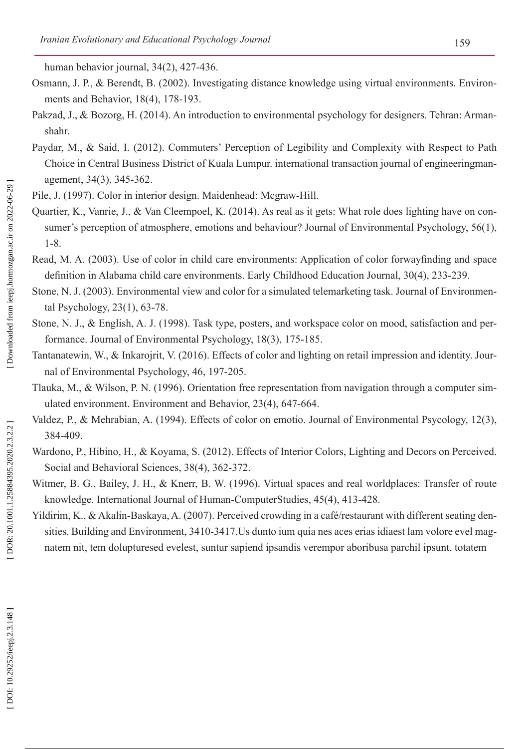human behavior journal, 34(2), 427-436.

Osmann, J. P., & Berendt, B. (2002). Investigating distance knowledge using virtual environments. Environments and Behavior, 18(4), 178-193.

Pakzad, J., & Bozorg, H. (2014). An introduction to environmental psychology for designers. Tehran: Armanshahr.

Paydar, M., & Said, I. (2012). Commuters' Perception of Legibility and Complexity with Respect to Path Choice in Central Business District of Kuala Lumpur. international transaction journal of engineeringmanagement, 34(3), 345-362.

Pile, J. (1997). Color in interior design. Maidenhead: Mcgraw-Hill.

Quartier, K., Vanrie, J., & Van Cleempoel, K. (2014). As real as it gets: What role does lighting have on consumer's perception of atmosphere, emotions and behaviour? Journal of Environmental Psychology, 56(1), 1-8.

Read, M. A. (2003). Use of color in child care environments: Application of color forwayfinding and space definition in Alabama child care environments. Early Childhood Education Journal, 30(4), 233-239.

Stone, N. J. (2003). Environmental view and color for a simulated telemarketing task. Journal of Environmental Psychology, 23(1), 63-78.

Stone, N. J., & English, A. J. (1998). Task type, posters, and workspace color on mood, satisfaction and performance. Journal of Environmental Psychology, 18(3), 175-185.

Tantanatewin, W., & Inkarojrit, V. (2016). Effects of color and lighting on retail impression and identity. Journal of Environmental Psychology, 46, 197-205.

Tlauka, M., & Wilson, P. N. (1996). Orientation free representation from navigation through a computer simulated environment. Environment and Behavior, 23(4), 647-664.

Valdez, P., & Mehrabian, A. (1994). Effects of color on emotio. Journal of Environmental Psycology, 12(3), 384-409.

Wardono, P., Hibino, H., & Koyama, S. (2012). Effects of Interior Colors, Lighting and Decors on Perceived. Social and Behavioral Sciences, 38(4), 362-372.

Witmer, B. G., Bailey, J. H., & Knerr, B. W. (1996). Virtual spaces and real worldplaces: Transfer of route knowledge. International Journal of Human-ComputerStudies, 45(4), 413-428.

Yildirim, K., & Akalin-Baskaya, A. (2007). Perceived crowding in a café/restaurant with different seating densities. Building and Environment, 3410-3417.Us dunto ium quia nes aces erias idiaest lam volore evel magnatem nit, tem dolupturesed evelest, suntur sapiend ipsandis verempor aboribusa parchil ipsunt, totatem